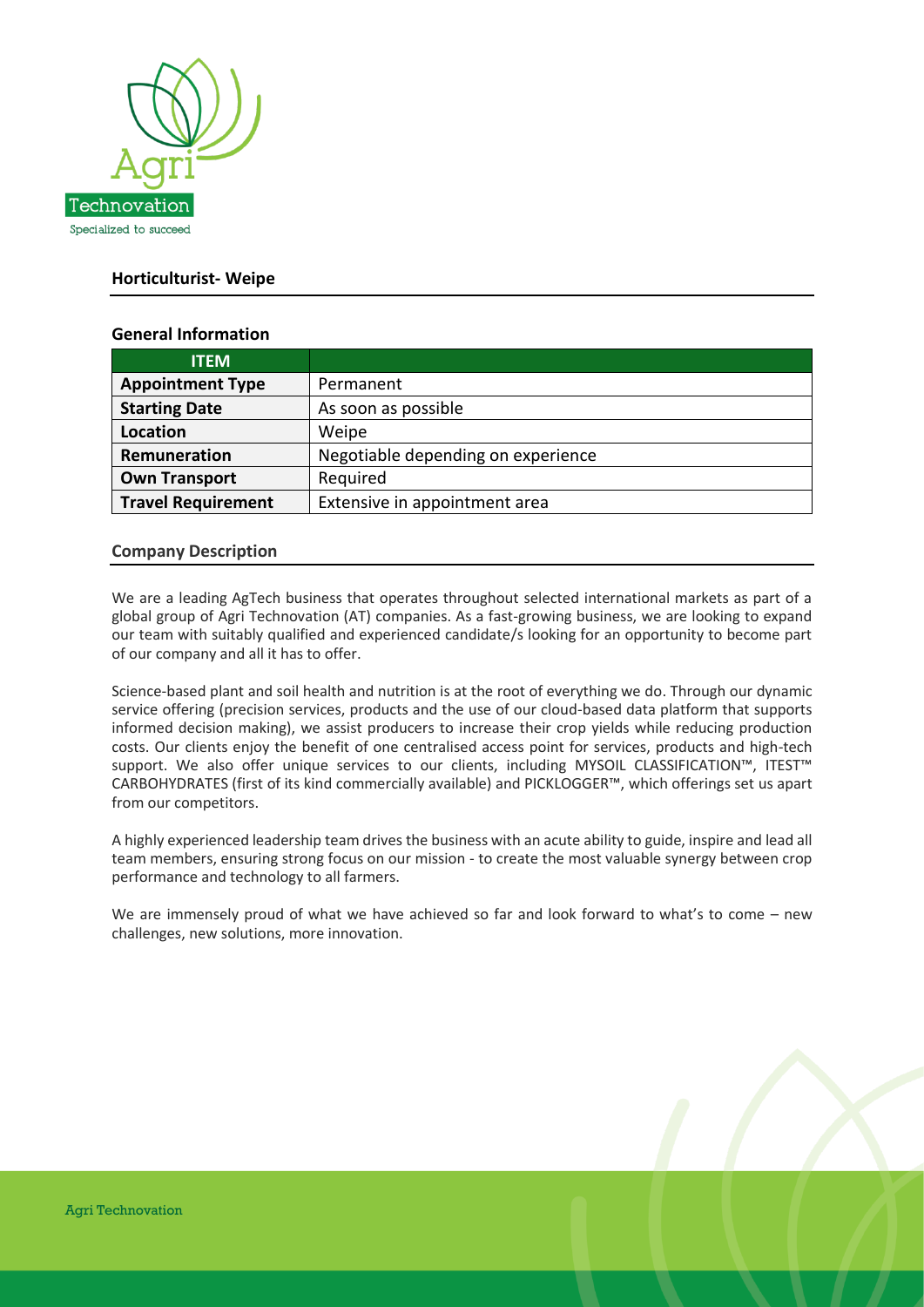## Horticulturist- Weipe

### General Information

| ITEM | |
|---|---|
| **Appointment Type** | Permanent |
| **Starting Date** | As soon as possible |
| **Location** | Weipe |
| **Remuneration** | Negotiable depending on experience |
| **Own Transport** | Required |
| **Travel Requirement** | Extensive in appointment area |

### Company Description

We are a leading AgTech business that operates throughout selected international markets as part of a global group of Agri Technovation (AT) companies. As a fast-growing business, we are looking to expand our team with suitably qualified and experienced candidate/s looking for an opportunity to become part of our company and all it has to offer.

Science-based plant and soil health and nutrition is at the root of everything we do. Through our dynamic service offering (precision services, products and the use of our cloud-based data platform that supports informed decision making), we assist producers to increase their crop yields while reducing production costs. Our clients enjoy the benefit of one centralised access point for services, products and high-tech support. We also offer unique services to our clients, including MYSOIL CLASSIFICATION™, ITEST™ CARBOHYDRATES (first of its kind commercially available) and PICKLOGGER™, which offerings set us apart from our competitors.

A highly experienced leadership team drives the business with an acute ability to guide, inspire and lead all team members, ensuring strong focus on our mission - to create the most valuable synergy between crop performance and technology to all farmers.

We are immensely proud of what we have achieved so far and look forward to what's to come – new challenges, new solutions, more innovation.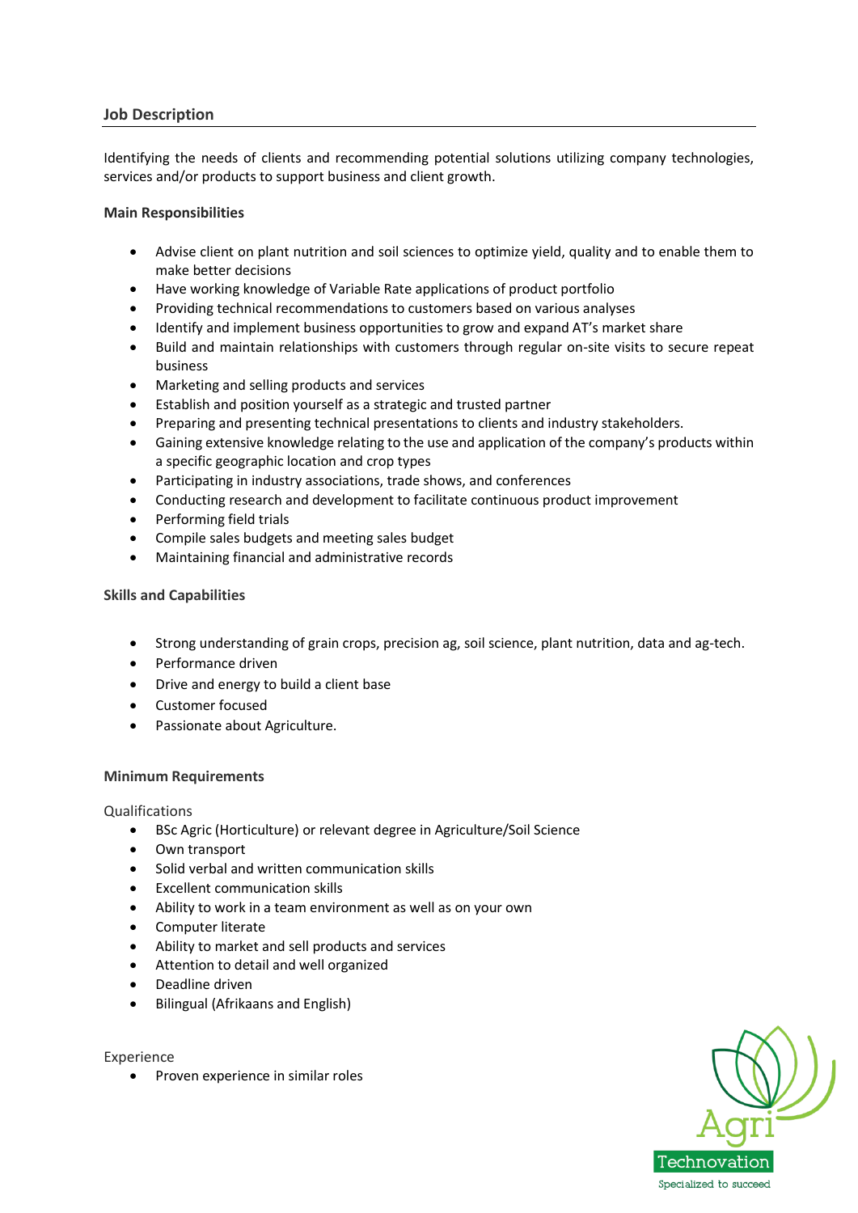## Job Description

Identifying the needs of clients and recommending potential solutions utilizing company technologies, services and/or products to support business and client growth.

**Main Responsibilities**

- Advise client on plant nutrition and soil sciences to optimize yield, quality and to enable them to make better decisions
- Have working knowledge of Variable Rate applications of product portfolio
- Providing technical recommendations to customers based on various analyses
- Identify and implement business opportunities to grow and expand AT's market share
- Build and maintain relationships with customers through regular on-site visits to secure repeat business
- Marketing and selling products and services
- Establish and position yourself as a strategic and trusted partner
- Preparing and presenting technical presentations to clients and industry stakeholders.
- Gaining extensive knowledge relating to the use and application of the company's products within a specific geographic location and crop types
- Participating in industry associations, trade shows, and conferences
- Conducting research and development to facilitate continuous product improvement
- Performing field trials
- Compile sales budgets and meeting sales budget
- Maintaining financial and administrative records

**Skills and Capabilities**

- Strong understanding of grain crops, precision ag, soil science, plant nutrition, data and ag-tech.
- Performance driven
- Drive and energy to build a client base
- Customer focused
- Passionate about Agriculture.

**Minimum Requirements**

Qualifications

- BSc Agric (Horticulture) or relevant degree in Agriculture/Soil Science
- Own transport
- Solid verbal and written communication skills
- Excellent communication skills
- Ability to work in a team environment as well as on your own
- Computer literate
- Ability to market and sell products and services
- Attention to detail and well organized
- Deadline driven
- Bilingual (Afrikaans and English)

Experience

- Proven experience in similar roles

Agri Technovation
Specialized to succeed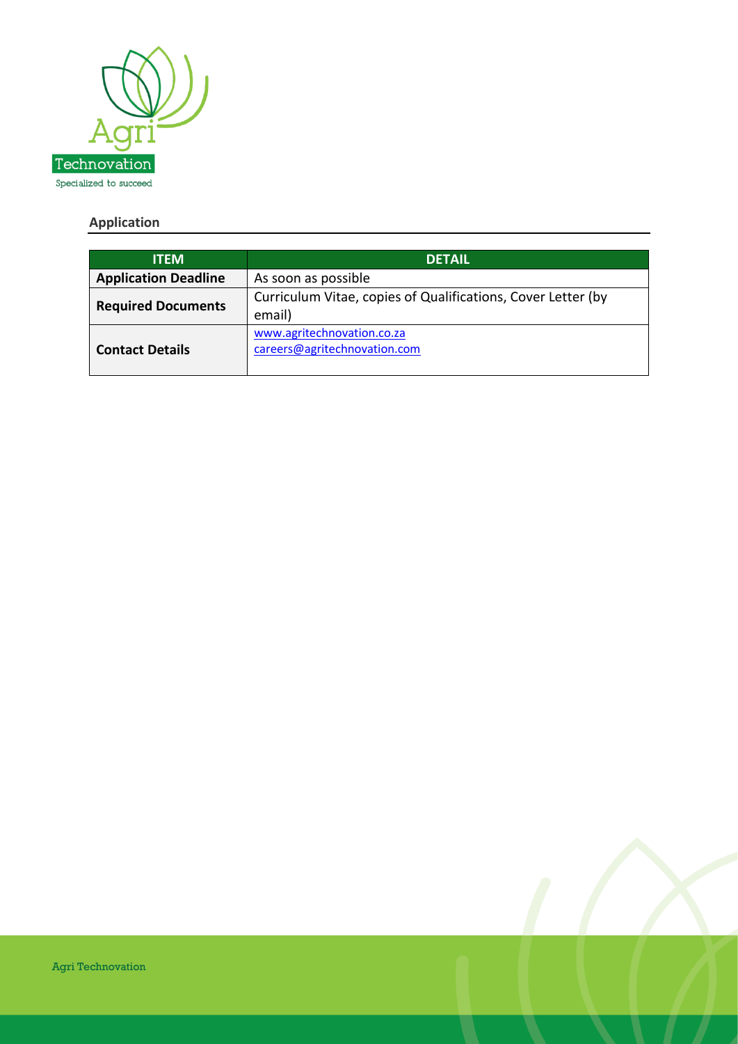## Application

| ITEM | DETAIL |
|---|---|
| **Application Deadline** | As soon as possible |
| **Required Documents** | Curriculum Vitae, copies of Qualifications, Cover Letter (by email) |
| **Contact Details** | www.agritechnovation.co.za<br>careers@agritechnovation.com |